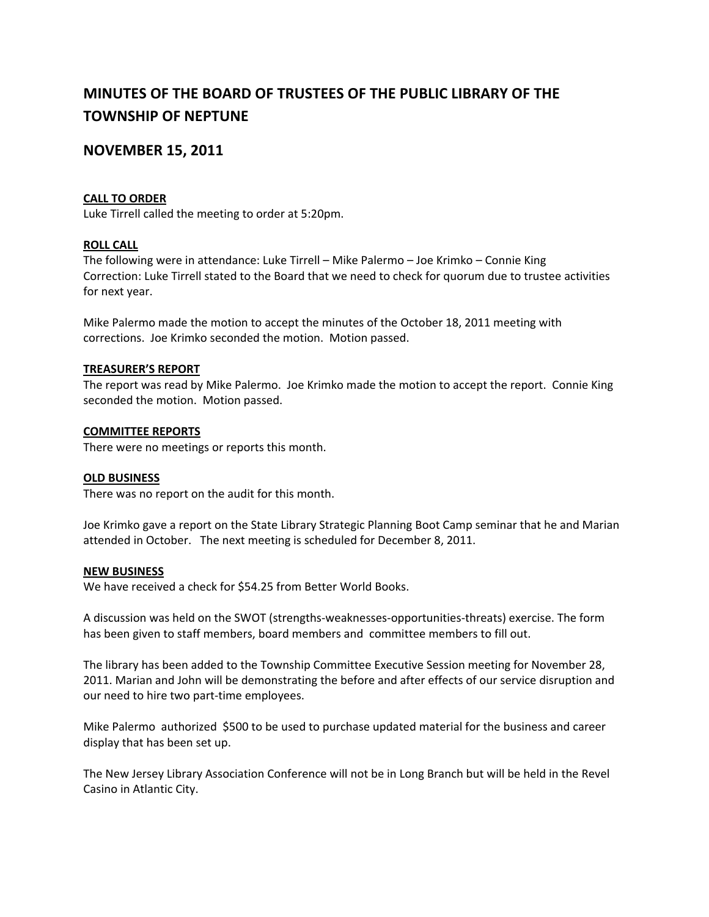# MINUTES OF THE BOARD OF TRUSTEES OF THE PUBLIC LIBRARY OF THE TOWNSHIP OF NEPTUNE

## NOVEMBER 15, 2011

**CALL TO ORDER**

Luke Tirrell called the meeting to order at 5:20pm.

**ROLL CALL**

The following were in attendance: Luke Tirrell – Mike Palermo – Joe Krimko – Connie King
Correction: Luke Tirrell stated to the Board that we need to check for quorum due to trustee activities for next year.

Mike Palermo made the motion to accept the minutes of the October 18, 2011 meeting with corrections. Joe Krimko seconded the motion. Motion passed.

**TREASURER'S REPORT**

The report was read by Mike Palermo. Joe Krimko made the motion to accept the report. Connie King seconded the motion. Motion passed.

**COMMITTEE REPORTS**

There were no meetings or reports this month.

**OLD BUSINESS**

There was no report on the audit for this month.

Joe Krimko gave a report on the State Library Strategic Planning Boot Camp seminar that he and Marian attended in October. The next meeting is scheduled for December 8, 2011.

**NEW BUSINESS**

We have received a check for $54.25 from Better World Books.

A discussion was held on the SWOT (strengths-weaknesses-opportunities-threats) exercise. The form has been given to staff members, board members and committee members to fill out.

The library has been added to the Township Committee Executive Session meeting for November 28, 2011. Marian and John will be demonstrating the before and after effects of our service disruption and our need to hire two part-time employees.

Mike Palermo authorized $500 to be used to purchase updated material for the business and career display that has been set up.

The New Jersey Library Association Conference will not be in Long Branch but will be held in the Revel Casino in Atlantic City.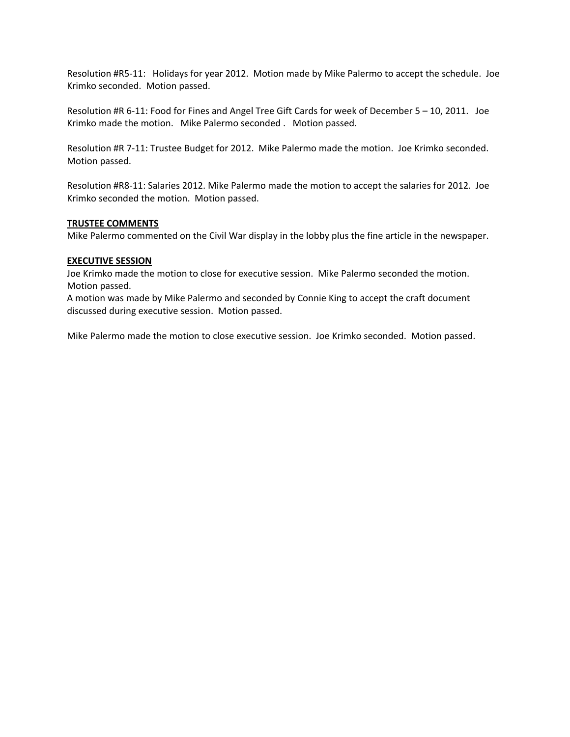Resolution #R5-11: Holidays for year 2012. Motion made by Mike Palermo to accept the schedule. Joe Krimko seconded. Motion passed.

Resolution #R 6-11: Food for Fines and Angel Tree Gift Cards for week of December 5 – 10, 2011. Joe Krimko made the motion. Mike Palermo seconded . Motion passed.

Resolution #R 7-11: Trustee Budget for 2012. Mike Palermo made the motion. Joe Krimko seconded. Motion passed.

Resolution #R8-11: Salaries 2012. Mike Palermo made the motion to accept the salaries for 2012. Joe Krimko seconded the motion. Motion passed.

**TRUSTEE COMMENTS**

Mike Palermo commented on the Civil War display in the lobby plus the fine article in the newspaper.

**EXECUTIVE SESSION**

Joe Krimko made the motion to close for executive session. Mike Palermo seconded the motion. Motion passed.

A motion was made by Mike Palermo and seconded by Connie King to accept the craft document discussed during executive session. Motion passed.

Mike Palermo made the motion to close executive session. Joe Krimko seconded. Motion passed.